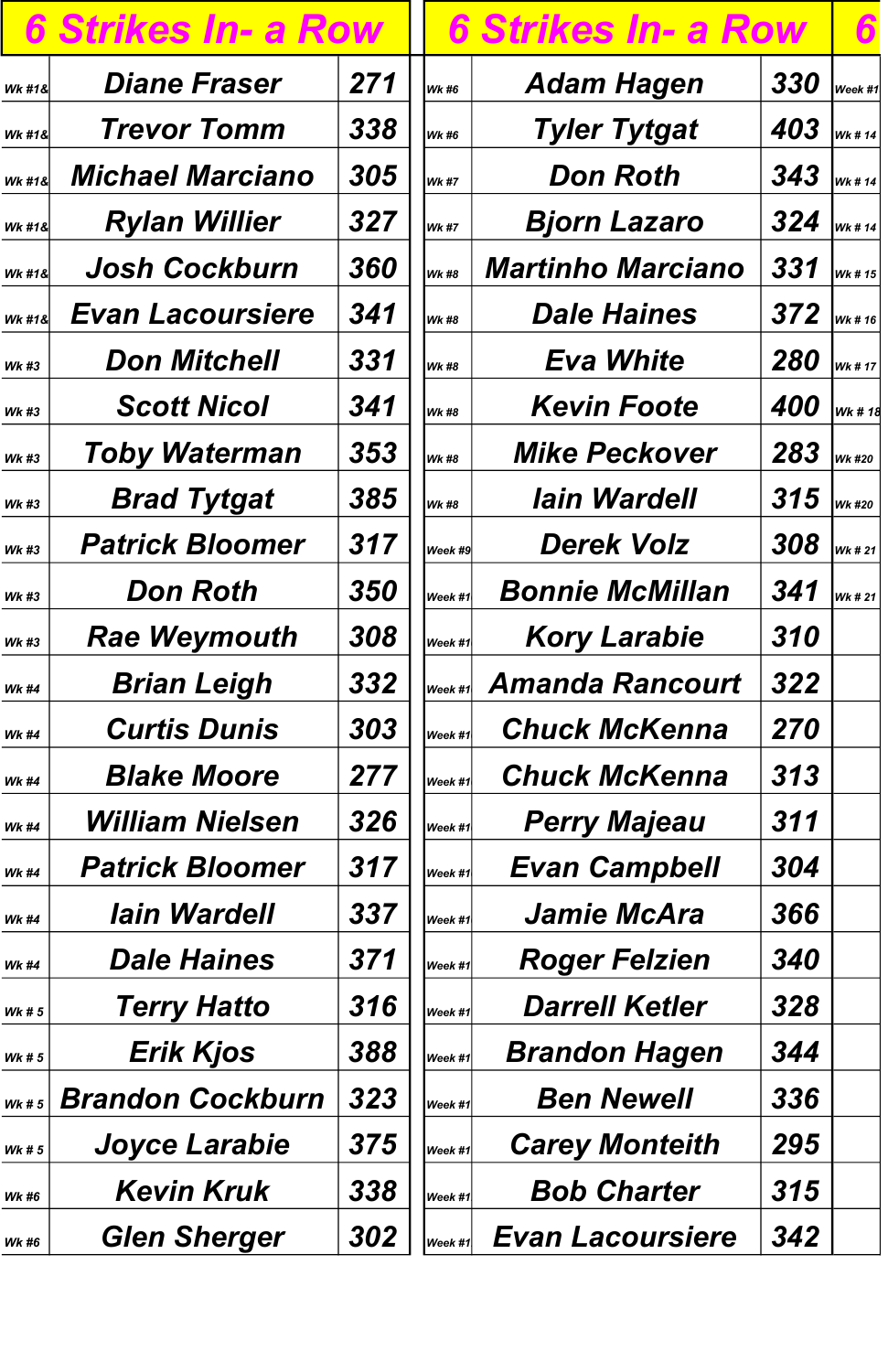## 6 Strikes In- a Row

| Week | Name | Score |
|---|---|---|
| Wk #1& | Diane Fraser | 271 |
| Wk #1& | Trevor Tomm | 338 |
| Wk #1& | Michael Marciano | 305 |
| Wk #1& | Rylan Willier | 327 |
| Wk #1& | Josh Cockburn | 360 |
| Wk #1& | Evan Lacoursiere | 341 |
| Wk #3 | Don Mitchell | 331 |
| Wk #3 | Scott Nicol | 341 |
| Wk #3 | Toby Waterman | 353 |
| Wk #3 | Brad Tytgat | 385 |
| Wk #3 | Patrick Bloomer | 317 |
| Wk #3 | Don Roth | 350 |
| Wk #3 | Rae Weymouth | 308 |
| Wk #4 | Brian Leigh | 332 |
| Wk #4 | Curtis Dunis | 303 |
| Wk #4 | Blake Moore | 277 |
| Wk #4 | William Nielsen | 326 |
| Wk #4 | Patrick Bloomer | 317 |
| Wk #4 | Iain Wardell | 337 |
| Wk #4 | Dale Haines | 371 |
| Wk # 5 | Terry Hatto | 316 |
| Wk # 5 | Erik Kjos | 388 |
| Wk # 5 | Brandon Cockburn | 323 |
| Wk # 5 | Joyce Larabie | 375 |
| Wk #6 | Kevin Kruk | 338 |
| Wk #6 | Glen Sherger | 302 |

## 6 Strikes In- a Row

| Week | Name | Score |
|---|---|---|
| Wk #6 | Adam Hagen | 330 |
| Wk #6 | Tyler Tytgat | 403 |
| Wk #7 | Don Roth | 343 |
| Wk #7 | Bjorn Lazaro | 324 |
| Wk #8 | Martinho Marciano | 331 |
| Wk #8 | Dale Haines | 372 |
| Wk #8 | Eva White | 280 |
| Wk #8 | Kevin Foote | 400 |
| Wk #8 | Mike Peckover | 283 |
| Wk #8 | Iain Wardell | 315 |
| Week #9 | Derek Volz | 308 |
| Week #1 | Bonnie McMillan | 341 |
| Week #1 | Kory Larabie | 310 |
| Week #1 | Amanda Rancourt | 322 |
| Week #1 | Chuck McKenna | 270 |
| Week #1 | Chuck McKenna | 313 |
| Week #1 | Perry Majeau | 311 |
| Week #1 | Evan Campbell | 304 |
| Week #1 | Jamie McAra | 366 |
| Week #1 | Roger Felzien | 340 |
| Week #1 | Darrell Ketler | 328 |
| Week #1 | Brandon Hagen | 344 |
| Week #1 | Ben Newell | 336 |
| Week #1 | Carey Monteith | 295 |
| Week #1 | Bob Charter | 315 |
| Week #1 | Evan Lacoursiere | 342 |

## 6

| Week |
|---|
| Week #1 |
| Wk # 14 |
| Wk # 14 |
| Wk # 14 |
| Wk # 15 |
| Wk # 16 |
| Wk # 17 |
| Wk # 18 |
| Wk #20 |
| Wk #20 |
| Wk # 21 |
| Wk # 21 |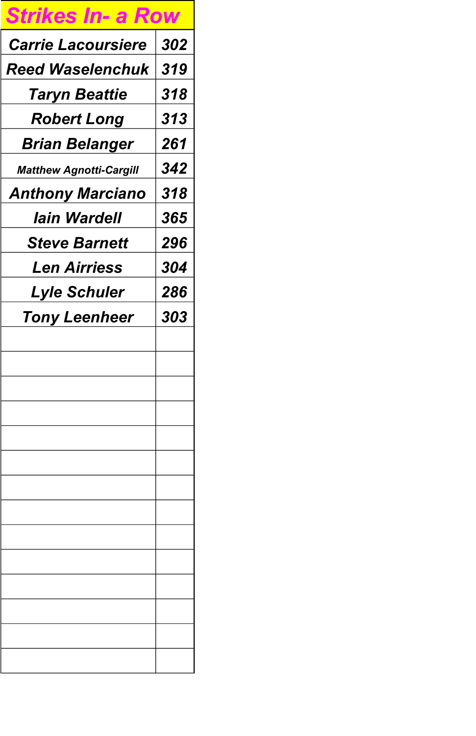# Strikes In- a Row

| | |
|---|---|
| Carrie Lacoursiere | 302 |
| Reed Waselenchuk | 319 |
| Taryn Beattie | 318 |
| Robert Long | 313 |
| Brian Belanger | 261 |
| Matthew Agnotti-Cargill | 342 |
| Anthony Marciano | 318 |
| Iain Wardell | 365 |
| Steve Barnett | 296 |
| Len Airriess | 304 |
| Lyle Schuler | 286 |
| Tony Leenheer | 303 |
| | |
| | |
| | |
| | |
| | |
| | |
| | |
| | |
| | |
| | |
| | |
| | |
| | |
| | |